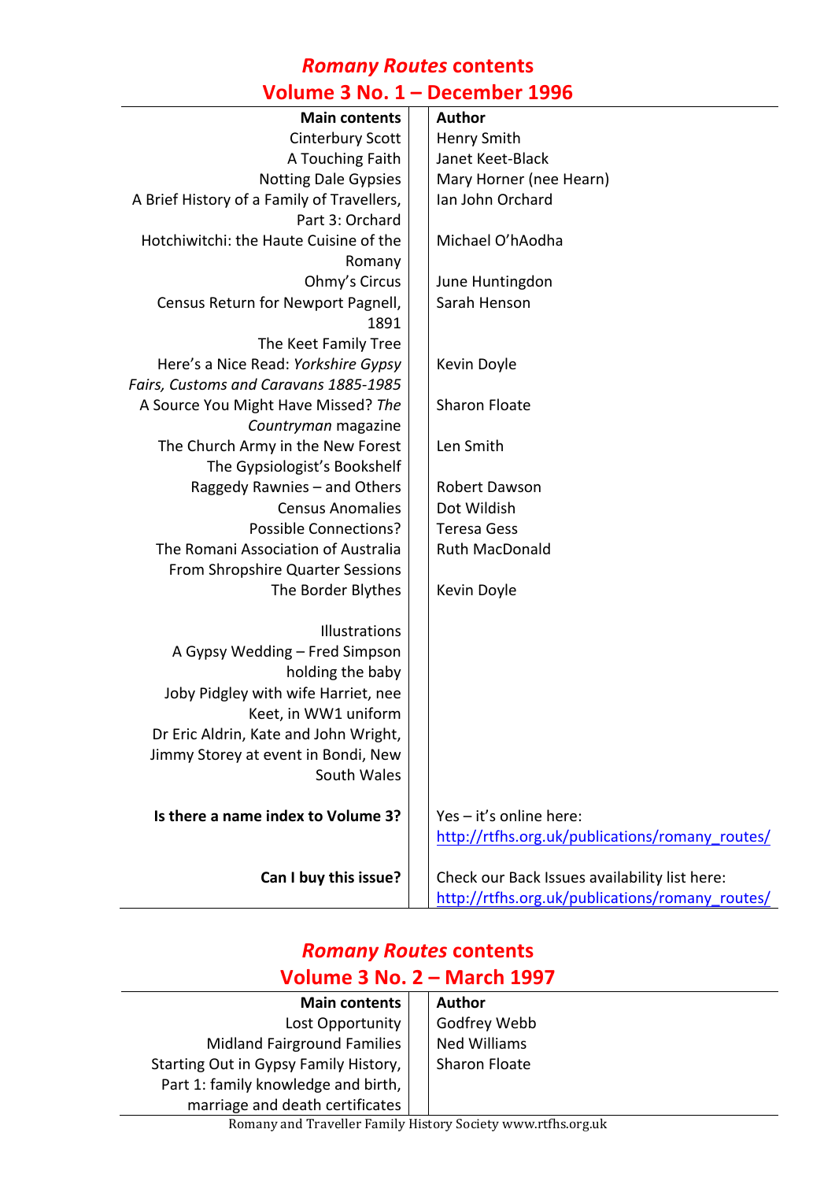# *Romany Routes* contents
## Volume 3 No. 1 – December 1996

| Main contents | Author |
|---|---|
| Cinterbury Scott | Henry Smith |
| A Touching Faith | Janet Keet-Black |
| Notting Dale Gypsies | Mary Horner (nee Hearn) |
| A Brief History of a Family of Travellers, Part 3: Orchard | Ian John Orchard |
| Hotchiwitchi: the Haute Cuisine of the Romany | Michael O'hAodha |
| Ohmy's Circus | June Huntingdon |
| Census Return for Newport Pagnell, 1891 | Sarah Henson |
| The Keet Family Tree | |
| Here's a Nice Read: *Yorkshire Gypsy Fairs, Customs and Caravans 1885-1985* | Kevin Doyle |
| A Source You Might Have Missed? *The Countryman* magazine | Sharon Floate |
| The Church Army in the New Forest | Len Smith |
| The Gypsiologist's Bookshelf | |
| Raggedy Rawnies – and Others | Robert Dawson |
| Census Anomalies | Dot Wildish |
| Possible Connections? | Teresa Gess |
| The Romani Association of Australia | Ruth MacDonald |
| From Shropshire Quarter Sessions | |
| The Border Blythes | Kevin Doyle |
| | |
| Illustrations | |
| A Gypsy Wedding – Fred Simpson holding the baby | |
| Joby Pidgley with wife Harriet, nee Keet, in WW1 uniform | |
| Dr Eric Aldrin, Kate and John Wright, Jimmy Storey at event in Bondi, New South Wales | |
| | |
| **Is there a name index to Volume 3?** | Yes – it's online here: http://rtfhs.org.uk/publications/romany_routes/ |
| | |
| **Can I buy this issue?** | Check our Back Issues availability list here: http://rtfhs.org.uk/publications/romany_routes/ |

# *Romany Routes* contents
## Volume 3 No. 2 – March 1997

| Main contents | Author |
|---|---|
| Lost Opportunity | Godfrey Webb |
| Midland Fairground Families | Ned Williams |
| Starting Out in Gypsy Family History, Part 1: family knowledge and birth, marriage and death certificates | Sharon Floate |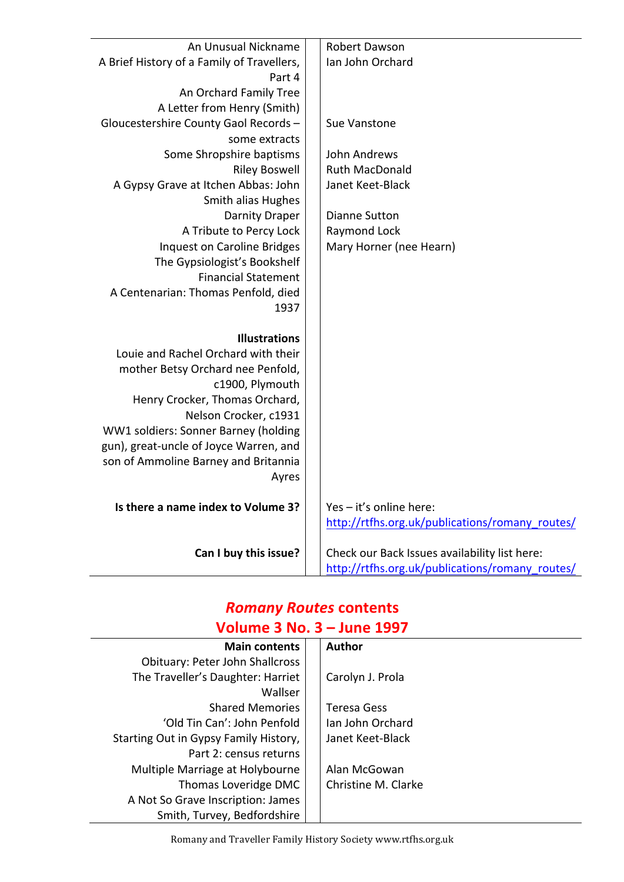| | |
|---|---|
| An Unusual Nickname | Robert Dawson |
| A Brief History of a Family of Travellers, Part 4 | Ian John Orchard |
| An Orchard Family Tree | |
| A Letter from Henry (Smith) | |
| Gloucestershire County Gaol Records – some extracts | Sue Vanstone |
| Some Shropshire baptisms | John Andrews |
| Riley Boswell | Ruth MacDonald |
| A Gypsy Grave at Itchen Abbas: John Smith alias Hughes | Janet Keet-Black |
| Darnity Draper | Dianne Sutton |
| A Tribute to Percy Lock | Raymond Lock |
| Inquest on Caroline Bridges | Mary Horner (nee Hearn) |
| The Gypsiologist's Bookshelf | |
| Financial Statement | |
| A Centenarian: Thomas Penfold, died 1937 | |
| **Illustrations** | |
| Louie and Rachel Orchard with their mother Betsy Orchard nee Penfold, c1900, Plymouth | |
| Henry Crocker, Thomas Orchard, Nelson Crocker, c1931 | |
| WW1 soldiers: Sonner Barney (holding gun), great-uncle of Joyce Warren, and son of Ammoline Barney and Britannia Ayres | |
| **Is there a name index to Volume 3?** | Yes – it's online here: http://rtfhs.org.uk/publications/romany_routes/ |
| **Can I buy this issue?** | Check our Back Issues availability list here: http://rtfhs.org.uk/publications/romany_routes/ |

## *Romany Routes* contents
## Volume 3 No. 3 – June 1997

| Main contents | Author |
|---|---|
| Obituary: Peter John Shallcross | |
| The Traveller's Daughter: Harriet Wallser | Carolyn J. Prola |
| Shared Memories | Teresa Gess |
| 'Old Tin Can': John Penfold | Ian John Orchard |
| Starting Out in Gypsy Family History, Part 2: census returns | Janet Keet-Black |
| Multiple Marriage at Holybourne | Alan McGowan |
| Thomas Loveridge DMC | Christine M. Clarke |
| A Not So Grave Inscription: James Smith, Turvey, Bedfordshire | |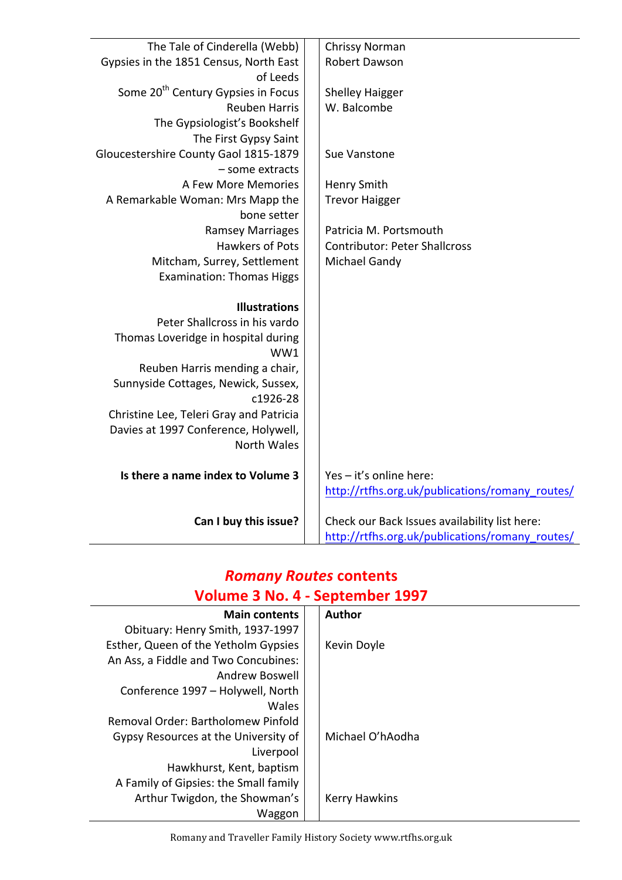| | |
|---|---|
| The Tale of Cinderella (Webb) | Chrissy Norman |
| Gypsies in the 1851 Census, North East of Leeds | Robert Dawson |
| Some 20th Century Gypsies in Focus | Shelley Haigger |
| Reuben Harris | W. Balcombe |
| The Gypsiologist's Bookshelf | |
| The First Gypsy Saint | |
| Gloucestershire County Gaol 1815-1879 – some extracts | Sue Vanstone |
| A Few More Memories | Henry Smith |
| A Remarkable Woman: Mrs Mapp the bone setter | Trevor Haigger |
| Ramsey Marriages | Patricia M. Portsmouth |
| Hawkers of Pots | Contributor: Peter Shallcross |
| Mitcham, Surrey, Settlement Examination: Thomas Higgs | Michael Gandy |
| | |
| **Illustrations** | |
| Peter Shallcross in his vardo | |
| Thomas Loveridge in hospital during WW1 | |
| Reuben Harris mending a chair, Sunnyside Cottages, Newick, Sussex, c1926-28 | |
| Christine Lee, Teleri Gray and Patricia Davies at 1997 Conference, Holywell, North Wales | |
| | |
| **Is there a name index to Volume 3** | Yes – it's online here: http://rtfhs.org.uk/publications/romany_routes/ |
| | |
| **Can I buy this issue?** | Check our Back Issues availability list here: http://rtfhs.org.uk/publications/romany_routes/ |

## *Romany Routes* contents
## Volume 3 No. 4 - September 1997

| Main contents | Author |
|---|---|
| Obituary: Henry Smith, 1937-1997 | |
| Esther, Queen of the Yetholm Gypsies | Kevin Doyle |
| An Ass, a Fiddle and Two Concubines: Andrew Boswell | |
| Conference 1997 – Holywell, North Wales | |
| Removal Order: Bartholomew Pinfold | |
| Gypsy Resources at the University of Liverpool | Michael O'hAodha |
| Hawkhurst, Kent, baptism | |
| A Family of Gipsies: the Small family | |
| Arthur Twigdon, the Showman's Waggon | Kerry Hawkins |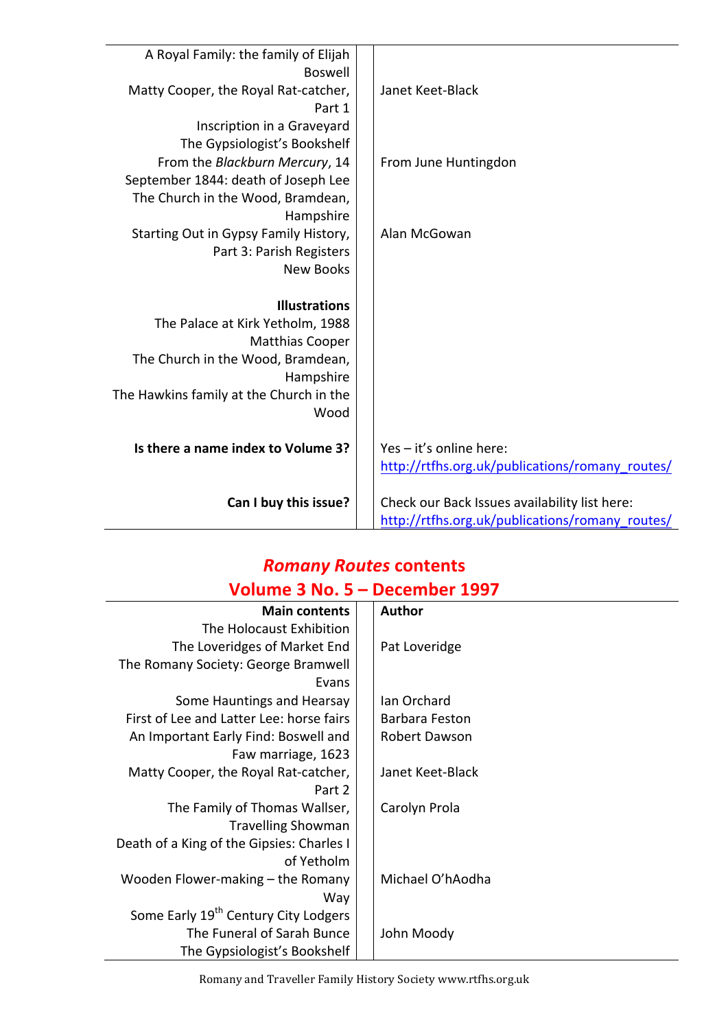| | |
|---|---|
| A Royal Family: the family of Elijah Boswell | |
| Matty Cooper, the Royal Rat-catcher, Part 1 | Janet Keet-Black |
| Inscription in a Graveyard | |
| The Gypsiologist's Bookshelf | |
| From the *Blackburn Mercury*, 14 September 1844: death of Joseph Lee | From June Huntingdon |
| The Church in the Wood, Bramdean, Hampshire | |
| Starting Out in Gypsy Family History, Part 3: Parish Registers | Alan McGowan |
| New Books | |
| | |
| **Illustrations** | |
| The Palace at Kirk Yetholm, 1988 | |
| Matthias Cooper | |
| The Church in the Wood, Bramdean, Hampshire | |
| The Hawkins family at the Church in the Wood | |
| | |
| **Is there a name index to Volume 3?** | Yes – it's online here: http://rtfhs.org.uk/publications/romany_routes/ |
| **Can I buy this issue?** | Check our Back Issues availability list here: http://rtfhs.org.uk/publications/romany_routes/ |

## *Romany Routes* contents
## Volume 3 No. 5 – December 1997

| Main contents | Author |
|---|---|
| The Holocaust Exhibition | |
| The Loveridges of Market End | Pat Loveridge |
| The Romany Society: George Bramwell Evans | |
| Some Hauntings and Hearsay | Ian Orchard |
| First of Lee and Latter Lee: horse fairs | Barbara Feston |
| An Important Early Find: Boswell and Faw marriage, 1623 | Robert Dawson |
| Matty Cooper, the Royal Rat-catcher, Part 2 | Janet Keet-Black |
| The Family of Thomas Wallser, Travelling Showman | Carolyn Prola |
| Death of a King of the Gipsies: Charles I of Yetholm | |
| Wooden Flower-making – the Romany Way | Michael O'hAodha |
| Some Early 19th Century City Lodgers | |
| The Funeral of Sarah Bunce | John Moody |
| The Gypsiologist's Bookshelf | |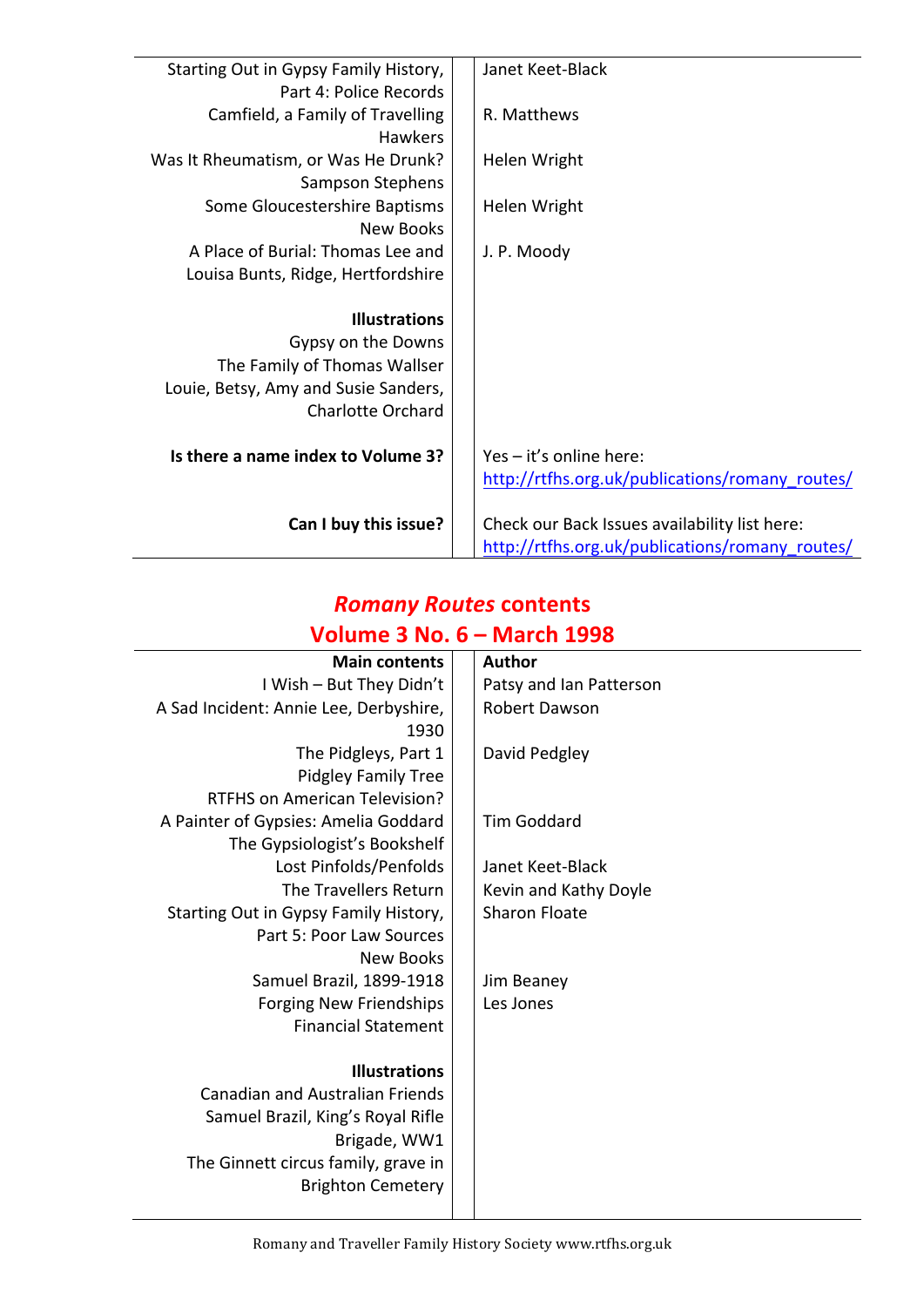| | |
|---|---|
| Starting Out in Gypsy Family History, Part 4: Police Records | Janet Keet-Black |
| Camfield, a Family of Travelling Hawkers | R. Matthews |
| Was It Rheumatism, or Was He Drunk? | Helen Wright |
| Sampson Stephens | |
| Some Gloucestershire Baptisms | Helen Wright |
| New Books | |
| A Place of Burial: Thomas Lee and Louisa Bunts, Ridge, Hertfordshire | J. P. Moody |
| | |
| **Illustrations** | |
| Gypsy on the Downs | |
| The Family of Thomas Wallser | |
| Louie, Betsy, Amy and Susie Sanders, Charlotte Orchard | |
| | |
| **Is there a name index to Volume 3?** | Yes – it's online here: http://rtfhs.org.uk/publications/romany_routes/ |
| **Can I buy this issue?** | Check our Back Issues availability list here: http://rtfhs.org.uk/publications/romany_routes/ |

## *Romany Routes* contents
## Volume 3 No. 6 – March 1998

| Main contents | Author |
|---|---|
| I Wish – But They Didn't | Patsy and Ian Patterson |
| A Sad Incident: Annie Lee, Derbyshire, 1930 | Robert Dawson |
| The Pidgleys, Part 1 | David Pedgley |
| Pidgley Family Tree | |
| RTFHS on American Television? | |
| A Painter of Gypsies: Amelia Goddard | Tim Goddard |
| The Gypsiologist's Bookshelf | |
| Lost Pinfolds/Penfolds | Janet Keet-Black |
| The Travellers Return | Kevin and Kathy Doyle |
| Starting Out in Gypsy Family History, Part 5: Poor Law Sources | Sharon Floate |
| New Books | |
| Samuel Brazil, 1899-1918 | Jim Beaney |
| Forging New Friendships | Les Jones |
| Financial Statement | |
| | |
| **Illustrations** | |
| Canadian and Australian Friends | |
| Samuel Brazil, King's Royal Rifle Brigade, WW1 | |
| The Ginnett circus family, grave in Brighton Cemetery | |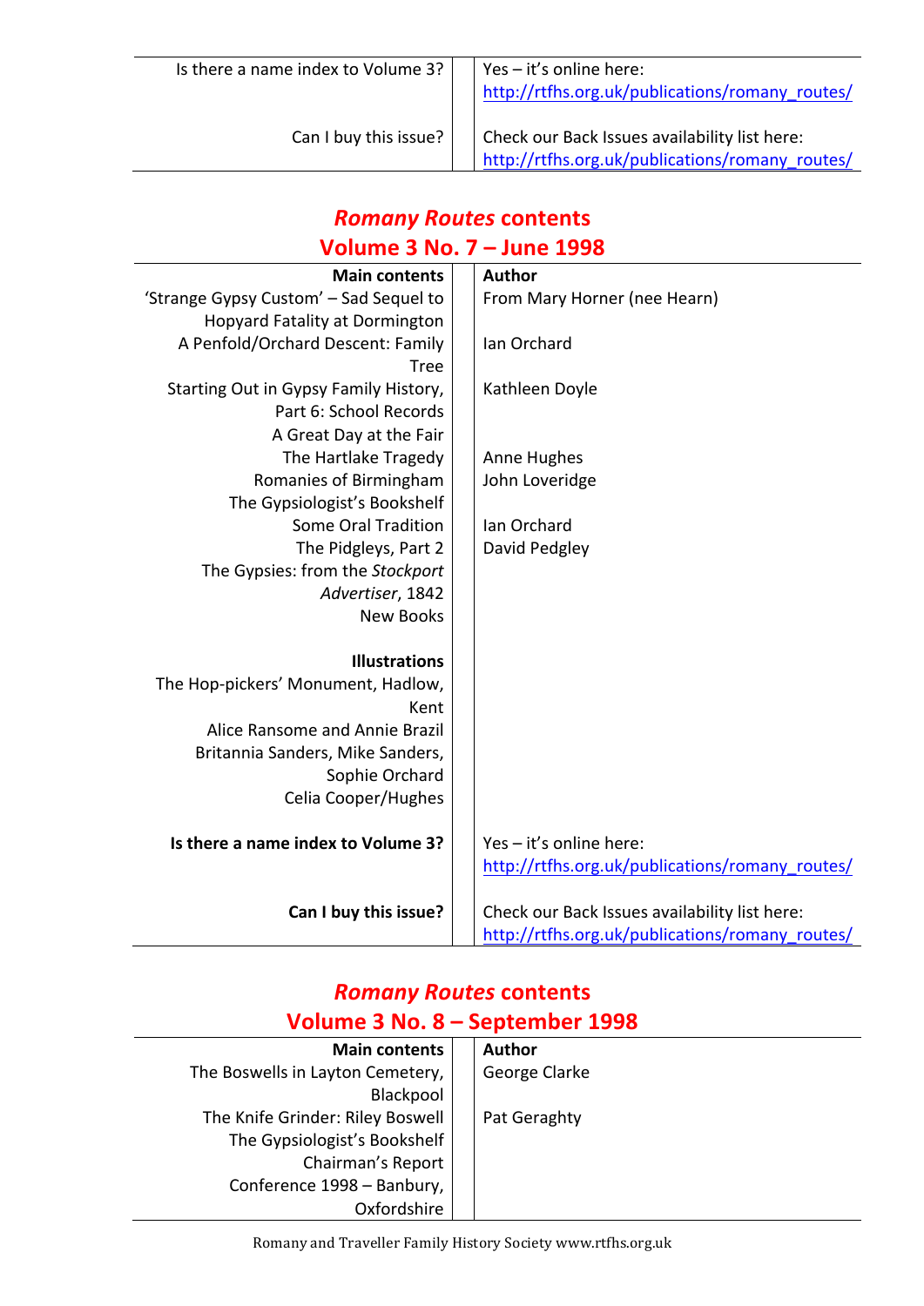| | |
|---|---|
| Is there a name index to Volume 3? | Yes – it's online here: http://rtfhs.org.uk/publications/romany_routes/ |
| Can I buy this issue? | Check our Back Issues availability list here: http://rtfhs.org.uk/publications/romany_routes/ |

## *Romany Routes* contents
## Volume 3 No. 7 – June 1998

| **Main contents** | **Author** |
|---|---|
| 'Strange Gypsy Custom' – Sad Sequel to Hopyard Fatality at Dormington | From Mary Horner (nee Hearn) |
| A Penfold/Orchard Descent: Family Tree | Ian Orchard |
| Starting Out in Gypsy Family History, Part 6: School Records | Kathleen Doyle |
| A Great Day at the Fair | |
| The Hartlake Tragedy | Anne Hughes |
| Romanies of Birmingham | John Loveridge |
| The Gypsiologist's Bookshelf | |
| Some Oral Tradition | Ian Orchard |
| The Pidgleys, Part 2 | David Pedgley |
| The Gypsies: from the *Stockport Advertiser*, 1842 | |
| New Books | |
| **Illustrations** | |
| The Hop-pickers' Monument, Hadlow, Kent | |
| Alice Ransome and Annie Brazil | |
| Britannia Sanders, Mike Sanders, Sophie Orchard | |
| Celia Cooper/Hughes | |
| **Is there a name index to Volume 3?** | Yes – it's online here: http://rtfhs.org.uk/publications/romany_routes/ |
| **Can I buy this issue?** | Check our Back Issues availability list here: http://rtfhs.org.uk/publications/romany_routes/ |

## *Romany Routes* contents
## Volume 3 No. 8 – September 1998

| **Main contents** | **Author** |
|---|---|
| The Boswells in Layton Cemetery, Blackpool | George Clarke |
| The Knife Grinder: Riley Boswell | Pat Geraghty |
| The Gypsiologist's Bookshelf | |
| Chairman's Report | |
| Conference 1998 – Banbury, Oxfordshire | |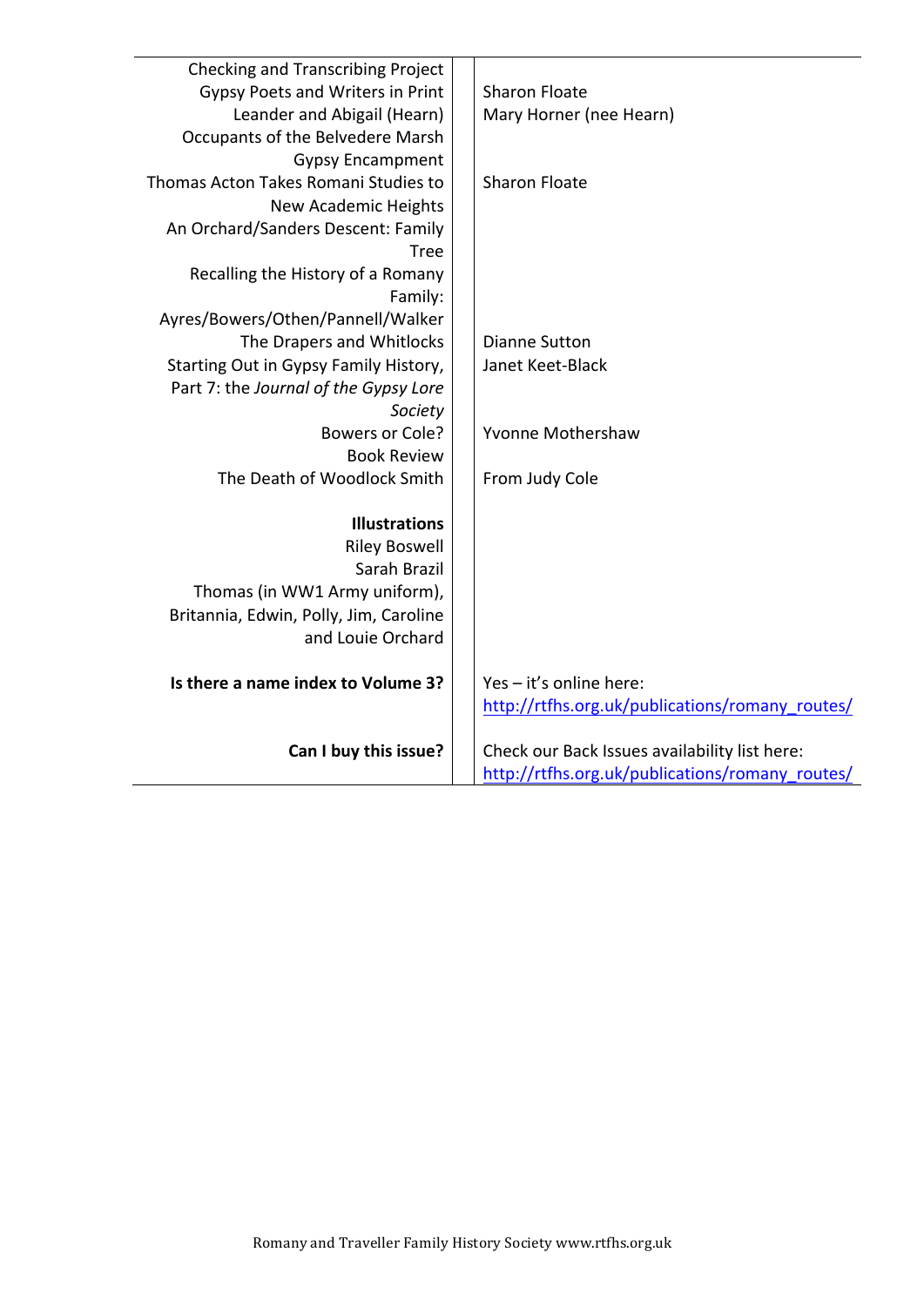| | |
|---|---|
| Checking and Transcribing Project | |
| Gypsy Poets and Writers in Print | Sharon Floate |
| Leander and Abigail (Hearn) | Mary Horner (nee Hearn) |
| Occupants of the Belvedere Marsh Gypsy Encampment | |
| Thomas Acton Takes Romani Studies to New Academic Heights | Sharon Floate |
| An Orchard/Sanders Descent: Family Tree | |
| Recalling the History of a Romany Family: Ayres/Bowers/Othen/Pannell/Walker | |
| The Drapers and Whitlocks | Dianne Sutton |
| Starting Out in Gypsy Family History, Part 7: the *Journal of the Gypsy Lore Society* | Janet Keet-Black |
| Bowers or Cole? | Yvonne Mothershaw |
| Book Review | |
| The Death of Woodlock Smith | From Judy Cole |
| **Illustrations** | |
| Riley Boswell | |
| Sarah Brazil | |
| Thomas (in WW1 Army uniform), Britannia, Edwin, Polly, Jim, Caroline and Louie Orchard | |
| **Is there a name index to Volume 3?** | Yes – it's online here: http://rtfhs.org.uk/publications/romany_routes/ |
| **Can I buy this issue?** | Check our Back Issues availability list here: http://rtfhs.org.uk/publications/romany_routes/ |